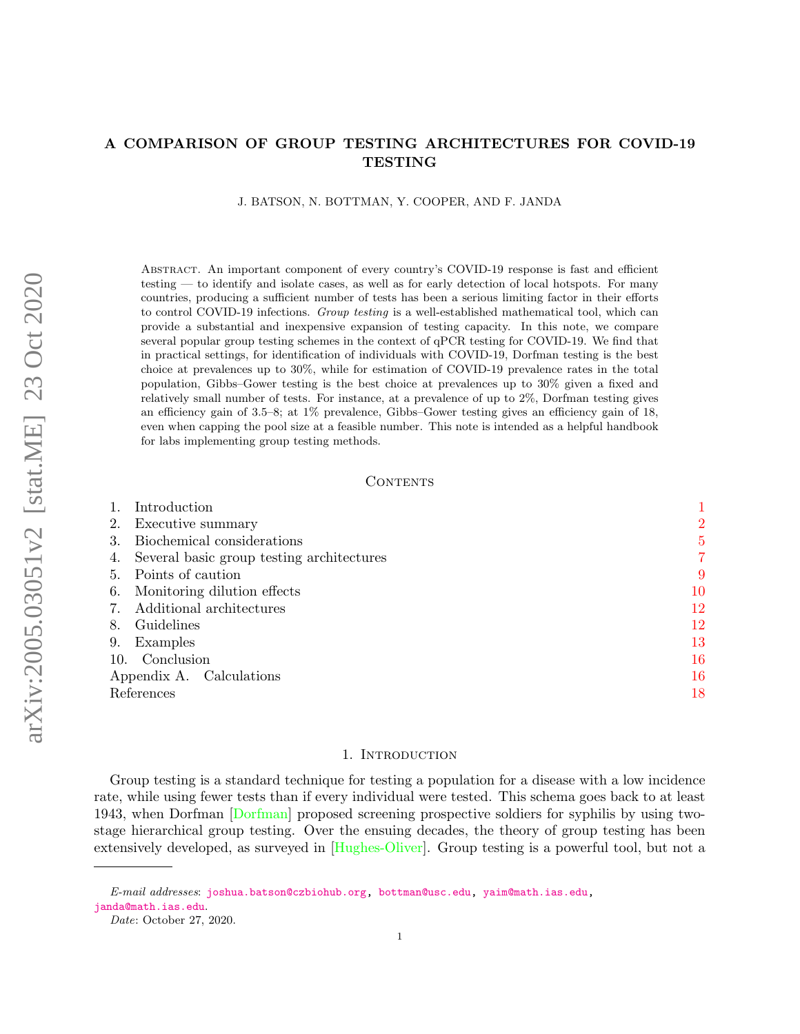# A COMPARISON OF GROUP TESTING ARCHITECTURES FOR COVID-19 TESTING

J. BATSON, N. BOTTMAN, Y. COOPER, AND F. JANDA

ABSTRACT. An important component of every country's COVID-19 response is fast and efficient testing — to identify and isolate cases, as well as for early detection of local hotspots. For many countries, producing a sufficient number of tests has been a serious limiting factor in their efforts to control COVID-19 infections. *Group testing* is a well-established mathematical tool, which can provide a substantial and inexpensive expansion of testing capacity. In this note, we compare several popular group testing schemes in the context of qPCR testing for COVID-19. We find that in practical settings, for identification of individuals with COVID-19, Dorfman testing is the best choice at prevalences up to 30%, while for estimation of COVID-19 prevalence rates in the total population, Gibbs–Gower testing is the best choice at prevalences up to 30% given a fixed and relatively small number of tests. For instance, at a prevalence of up to 2%, Dorfman testing gives an efficiency gain of 3.5–8; at 1% prevalence, Gibbs–Gower testing gives an efficiency gain of 18, even when capping the pool size at a feasible number. This note is intended as a helpful handbook for labs implementing group testing methods.

## CONTENTS

1. Introduction — 1
2. Executive summary — 2
3. Biochemical considerations — 5
4. Several basic group testing architectures — 7
5. Points of caution — 9
6. Monitoring dilution effects — 10
7. Additional architectures — 12
8. Guidelines — 12
9. Examples — 13
10. Conclusion — 16

Appendix A. Calculations — 16

References — 18

## 1. INTRODUCTION

Group testing is a standard technique for testing a population for a disease with a low incidence rate, while using fewer tests than if every individual were tested. This schema goes back to at least 1943, when Dorfman [Dorfman] proposed screening prospective soldiers for syphilis by using two-stage hierarchical group testing. Over the ensuing decades, the theory of group testing has been extensively developed, as surveyed in [Hughes-Oliver]. Group testing is a powerful tool, but not a

---

*E-mail addresses*: joshua.batson@czbiohub.org, bottman@usc.edu, yaim@math.ias.edu, janda@math.ias.edu.

*Date*: October 27, 2020.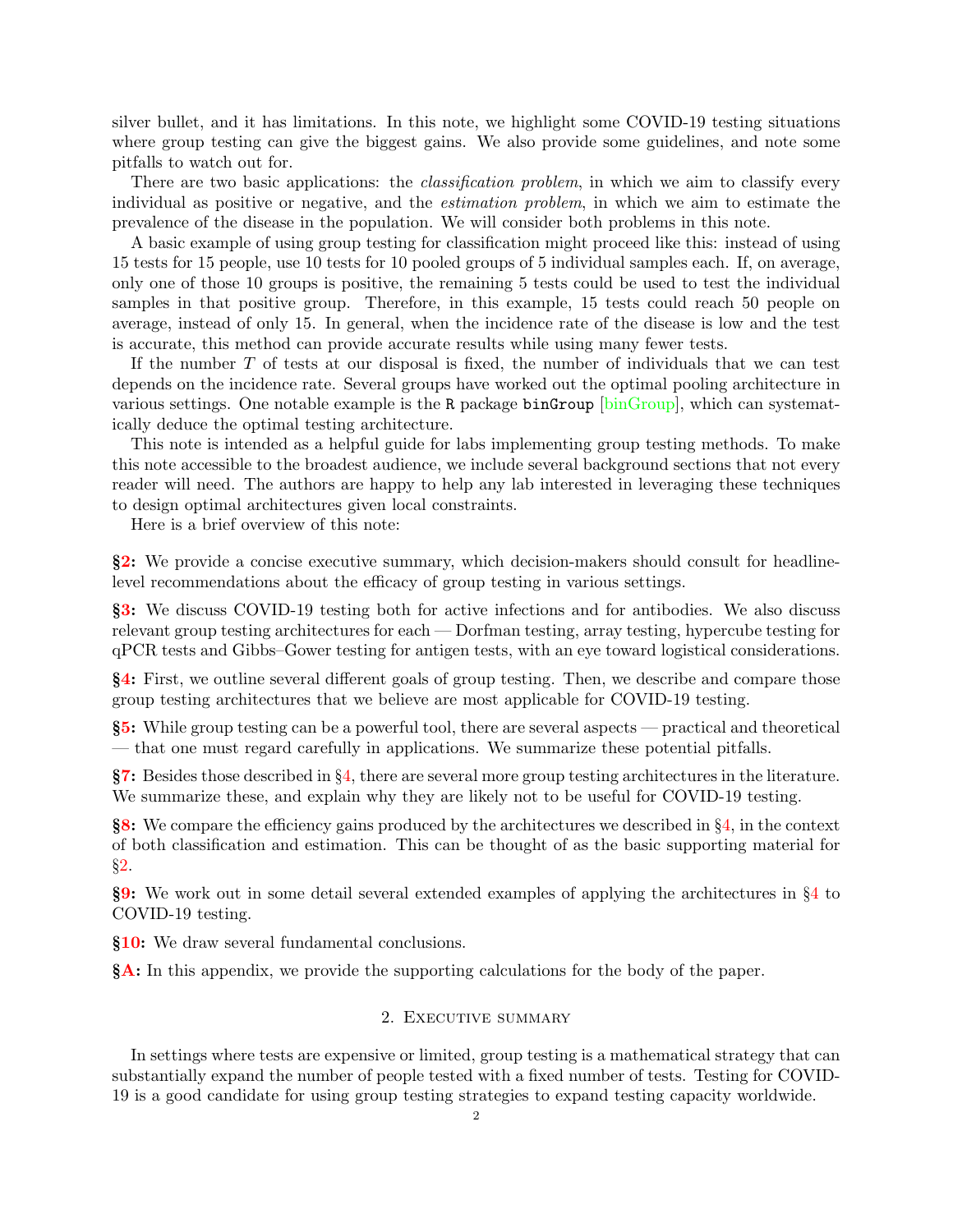silver bullet, and it has limitations. In this note, we highlight some COVID-19 testing situations where group testing can give the biggest gains. We also provide some guidelines, and note some pitfalls to watch out for.

There are two basic applications: the *classification problem*, in which we aim to classify every individual as positive or negative, and the *estimation problem*, in which we aim to estimate the prevalence of the disease in the population. We will consider both problems in this note.

A basic example of using group testing for classification might proceed like this: instead of using 15 tests for 15 people, use 10 tests for 10 pooled groups of 5 individual samples each. If, on average, only one of those 10 groups is positive, the remaining 5 tests could be used to test the individual samples in that positive group. Therefore, in this example, 15 tests could reach 50 people on average, instead of only 15. In general, when the incidence rate of the disease is low and the test is accurate, this method can provide accurate results while using many fewer tests.

If the number $T$ of tests at our disposal is fixed, the number of individuals that we can test depends on the incidence rate. Several groups have worked out the optimal pooling architecture in various settings. One notable example is the `R` package `binGroup` [binGroup], which can systematically deduce the optimal testing architecture.

This note is intended as a helpful guide for labs implementing group testing methods. To make this note accessible to the broadest audience, we include several background sections that not every reader will need. The authors are happy to help any lab interested in leveraging these techniques to design optimal architectures given local constraints.

Here is a brief overview of this note:

**§2:** We provide a concise executive summary, which decision-makers should consult for headline-level recommendations about the efficacy of group testing in various settings.

**§3:** We discuss COVID-19 testing both for active infections and for antibodies. We also discuss relevant group testing architectures for each — Dorfman testing, array testing, hypercube testing for qPCR tests and Gibbs–Gower testing for antigen tests, with an eye toward logistical considerations.

**§4:** First, we outline several different goals of group testing. Then, we describe and compare those group testing architectures that we believe are most applicable for COVID-19 testing.

**§5:** While group testing can be a powerful tool, there are several aspects — practical and theoretical — that one must regard carefully in applications. We summarize these potential pitfalls.

**§7:** Besides those described in §4, there are several more group testing architectures in the literature. We summarize these, and explain why they are likely not to be useful for COVID-19 testing.

**§8:** We compare the efficiency gains produced by the architectures we described in §4, in the context of both classification and estimation. This can be thought of as the basic supporting material for §2.

**§9:** We work out in some detail several extended examples of applying the architectures in §4 to COVID-19 testing.

**§10:** We draw several fundamental conclusions.

**§A:** In this appendix, we provide the supporting calculations for the body of the paper.

## 2. Executive summary

In settings where tests are expensive or limited, group testing is a mathematical strategy that can substantially expand the number of people tested with a fixed number of tests. Testing for COVID-19 is a good candidate for using group testing strategies to expand testing capacity worldwide.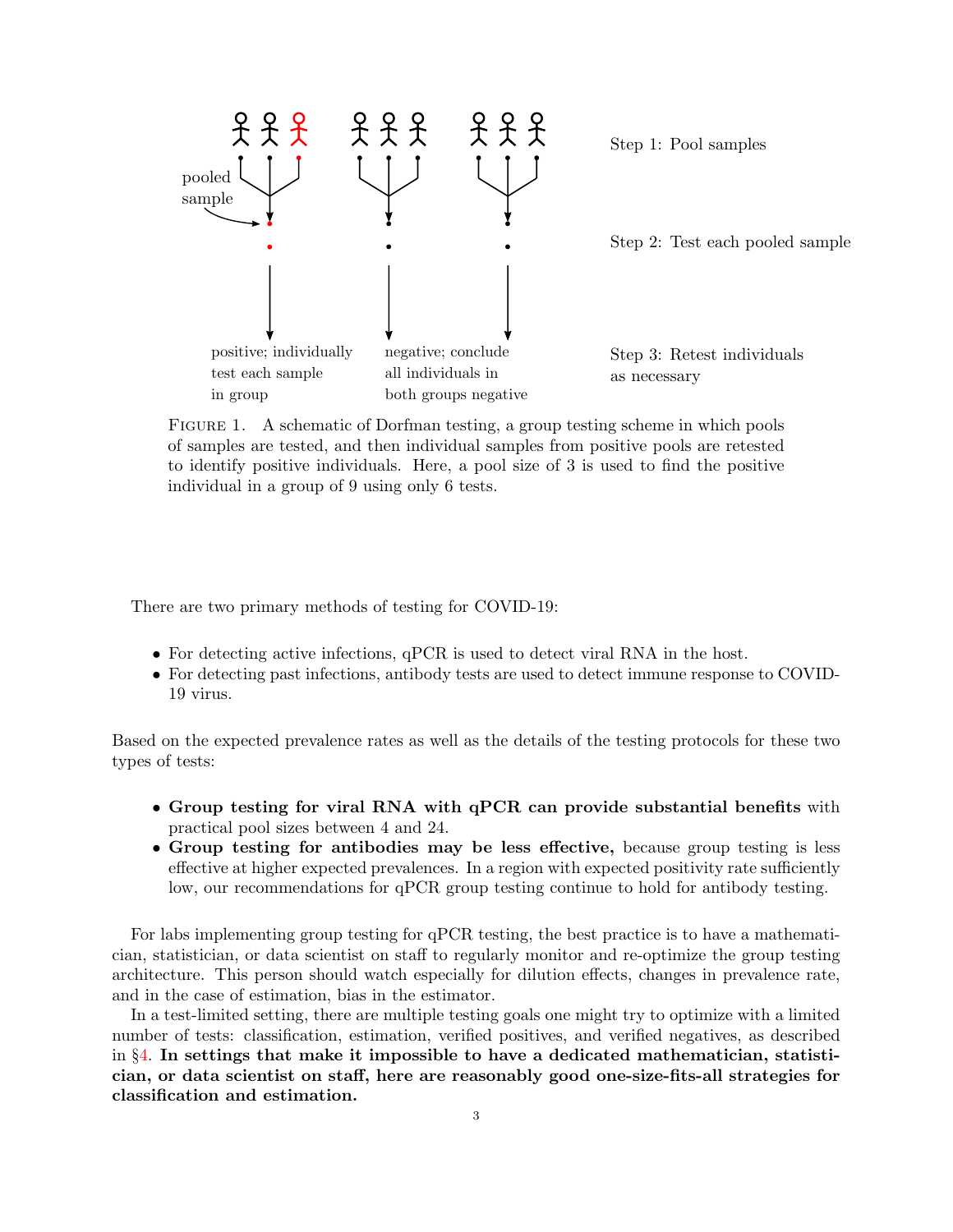FIGURE 1. A schematic of Dorfman testing, a group testing scheme in which pools of samples are tested, and then individual samples from positive pools are retested to identify positive individuals. Here, a pool size of 3 is used to find the positive individual in a group of 9 using only 6 tests.

There are two primary methods of testing for COVID-19:

- For detecting active infections, qPCR is used to detect viral RNA in the host.
- For detecting past infections, antibody tests are used to detect immune response to COVID-19 virus.

Based on the expected prevalence rates as well as the details of the testing protocols for these two types of tests:

- **Group testing for viral RNA with qPCR can provide substantial benefits** with practical pool sizes between 4 and 24.
- **Group testing for antibodies may be less effective,** because group testing is less effective at higher expected prevalences. In a region with expected positivity rate sufficiently low, our recommendations for qPCR group testing continue to hold for antibody testing.

For labs implementing group testing for qPCR testing, the best practice is to have a mathematician, statistician, or data scientist on staff to regularly monitor and re-optimize the group testing architecture. This person should watch especially for dilution effects, changes in prevalence rate, and in the case of estimation, bias in the estimator.

In a test-limited setting, there are multiple testing goals one might try to optimize with a limited number of tests: classification, estimation, verified positives, and verified negatives, as described in §4. **In settings that make it impossible to have a dedicated mathematician, statistician, or data scientist on staff, here are reasonably good one-size-fits-all strategies for classification and estimation.**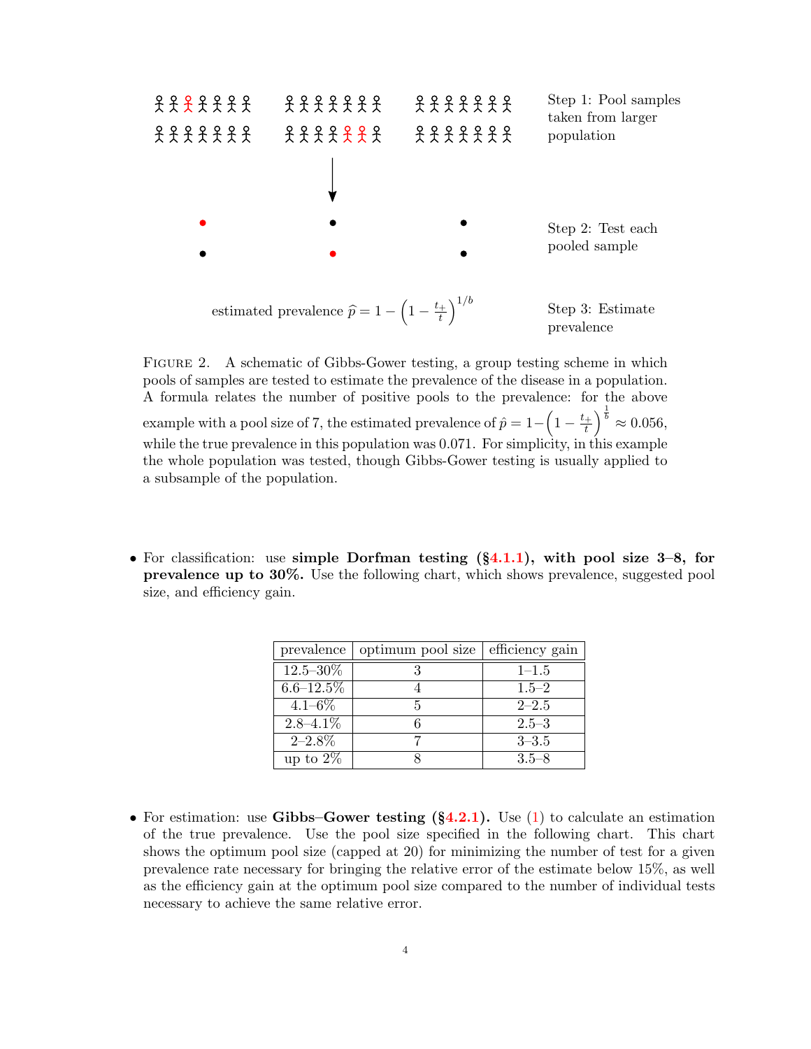Step 1: Pool samples taken from larger population

Step 2: Test each pooled sample

estimated prevalence $\widehat{p} = 1 - \left(1 - \frac{t_+}{t}\right)^{1/b}$

Step 3: Estimate prevalence

Figure 2. A schematic of Gibbs-Gower testing, a group testing scheme in which pools of samples are tested to estimate the prevalence of the disease in a population. A formula relates the number of positive pools to the prevalence: for the above example with a pool size of 7, the estimated prevalence of $\hat{p} = 1 - \left(1 - \frac{t_+}{t}\right)^{\frac{1}{b}} \approx 0.056$, while the true prevalence in this population was 0.071. For simplicity, in this example the whole population was tested, though Gibbs-Gower testing is usually applied to a subsample of the population.

- For classification: use **simple Dorfman testing (§4.1.1), with pool size 3–8, for prevalence up to 30%.** Use the following chart, which shows prevalence, suggested pool size, and efficiency gain.

| prevalence | optimum pool size | efficiency gain |
|---|---|---|
| 12.5–30% | 3 | 1–1.5 |
| 6.6–12.5% | 4 | 1.5–2 |
| 4.1–6% | 5 | 2–2.5 |
| 2.8–4.1% | 6 | 2.5–3 |
| 2–2.8% | 7 | 3–3.5 |
| up to 2% | 8 | 3.5–8 |

- For estimation: use **Gibbs–Gower testing (§4.2.1).** Use (1) to calculate an estimation of the true prevalence. Use the pool size specified in the following chart. This chart shows the optimum pool size (capped at 20) for minimizing the number of test for a given prevalence rate necessary for bringing the relative error of the estimate below 15%, as well as the efficiency gain at the optimum pool size compared to the number of individual tests necessary to achieve the same relative error.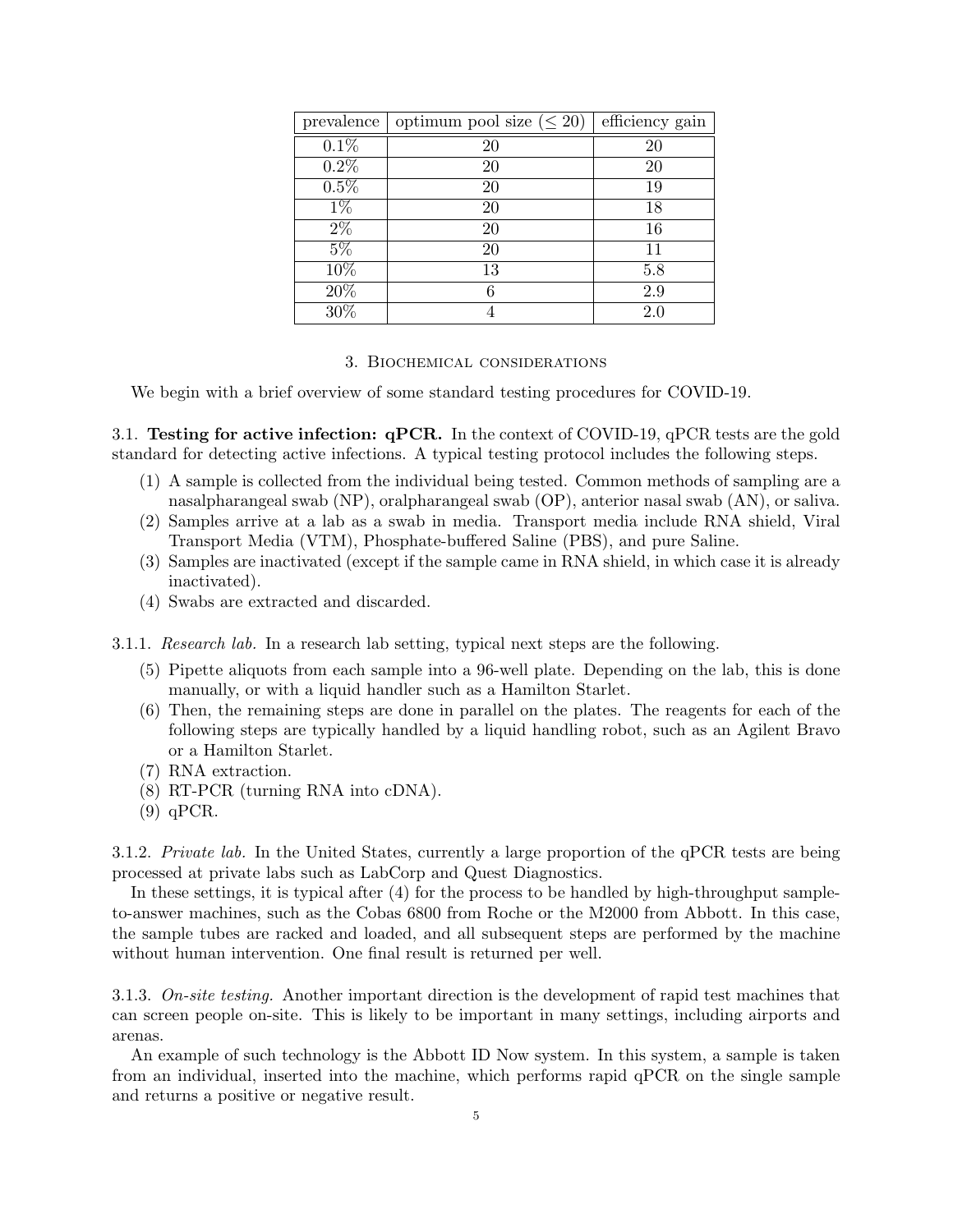| prevalence | optimum pool size ($\leq 20$) | efficiency gain |
|---|---|---|
| 0.1% | 20 | 20 |
| 0.2% | 20 | 20 |
| 0.5% | 20 | 19 |
| 1% | 20 | 18 |
| 2% | 20 | 16 |
| 5% | 20 | 11 |
| 10% | 13 | 5.8 |
| 20% | 6 | 2.9 |
| 30% | 4 | 2.0 |

## 3. Biochemical considerations

We begin with a brief overview of some standard testing procedures for COVID-19.

### 3.1. Testing for active infection: qPCR.

In the context of COVID-19, qPCR tests are the gold standard for detecting active infections. A typical testing protocol includes the following steps.

(1) A sample is collected from the individual being tested. Common methods of sampling are a nasalpharangeal swab (NP), oralpharangeal swab (OP), anterior nasal swab (AN), or saliva.
(2) Samples arrive at a lab as a swab in media. Transport media include RNA shield, Viral Transport Media (VTM), Phosphate-buffered Saline (PBS), and pure Saline.
(3) Samples are inactivated (except if the sample came in RNA shield, in which case it is already inactivated).
(4) Swabs are extracted and discarded.

#### 3.1.1. *Research lab.*

In a research lab setting, typical next steps are the following.

(5) Pipette aliquots from each sample into a 96-well plate. Depending on the lab, this is done manually, or with a liquid handler such as a Hamilton Starlet.
(6) Then, the remaining steps are done in parallel on the plates. The reagents for each of the following steps are typically handled by a liquid handling robot, such as an Agilent Bravo or a Hamilton Starlet.
(7) RNA extraction.
(8) RT-PCR (turning RNA into cDNA).
(9) qPCR.

#### 3.1.2. *Private lab.*

In the United States, currently a large proportion of the qPCR tests are being processed at private labs such as LabCorp and Quest Diagnostics.

In these settings, it is typical after (4) for the process to be handled by high-throughput sample-to-answer machines, such as the Cobas 6800 from Roche or the M2000 from Abbott. In this case, the sample tubes are racked and loaded, and all subsequent steps are performed by the machine without human intervention. One final result is returned per well.

#### 3.1.3. *On-site testing.*

Another important direction is the development of rapid test machines that can screen people on-site. This is likely to be important in many settings, including airports and arenas.

An example of such technology is the Abbott ID Now system. In this system, a sample is taken from an individual, inserted into the machine, which performs rapid qPCR on the single sample and returns a positive or negative result.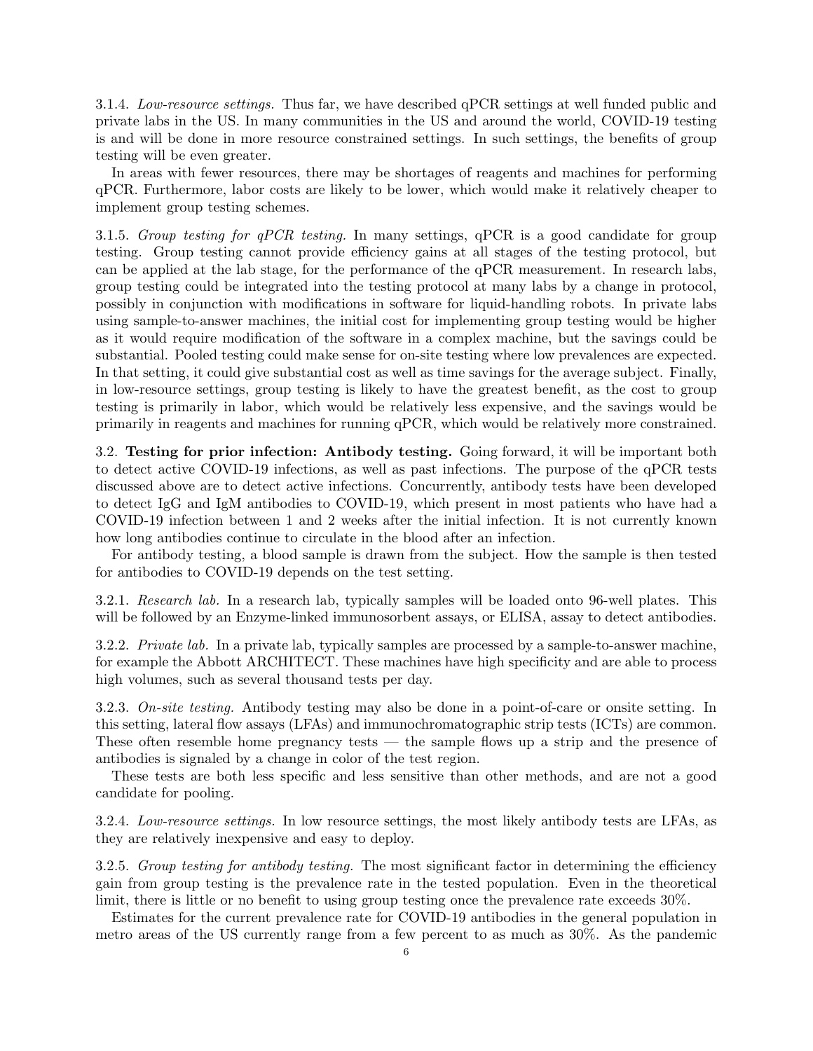3.1.4. *Low-resource settings.* Thus far, we have described qPCR settings at well funded public and private labs in the US. In many communities in the US and around the world, COVID-19 testing is and will be done in more resource constrained settings. In such settings, the benefits of group testing will be even greater.

In areas with fewer resources, there may be shortages of reagents and machines for performing qPCR. Furthermore, labor costs are likely to be lower, which would make it relatively cheaper to implement group testing schemes.

3.1.5. *Group testing for qPCR testing.* In many settings, qPCR is a good candidate for group testing. Group testing cannot provide efficiency gains at all stages of the testing protocol, but can be applied at the lab stage, for the performance of the qPCR measurement. In research labs, group testing could be integrated into the testing protocol at many labs by a change in protocol, possibly in conjunction with modifications in software for liquid-handling robots. In private labs using sample-to-answer machines, the initial cost for implementing group testing would be higher as it would require modification of the software in a complex machine, but the savings could be substantial. Pooled testing could make sense for on-site testing where low prevalences are expected. In that setting, it could give substantial cost as well as time savings for the average subject. Finally, in low-resource settings, group testing is likely to have the greatest benefit, as the cost to group testing is primarily in labor, which would be relatively less expensive, and the savings would be primarily in reagents and machines for running qPCR, which would be relatively more constrained.

3.2. **Testing for prior infection: Antibody testing.** Going forward, it will be important both to detect active COVID-19 infections, as well as past infections. The purpose of the qPCR tests discussed above are to detect active infections. Concurrently, antibody tests have been developed to detect IgG and IgM antibodies to COVID-19, which present in most patients who have had a COVID-19 infection between 1 and 2 weeks after the initial infection. It is not currently known how long antibodies continue to circulate in the blood after an infection.

For antibody testing, a blood sample is drawn from the subject. How the sample is then tested for antibodies to COVID-19 depends on the test setting.

3.2.1. *Research lab.* In a research lab, typically samples will be loaded onto 96-well plates. This will be followed by an Enzyme-linked immunosorbent assays, or ELISA, assay to detect antibodies.

3.2.2. *Private lab.* In a private lab, typically samples are processed by a sample-to-answer machine, for example the Abbott ARCHITECT. These machines have high specificity and are able to process high volumes, such as several thousand tests per day.

3.2.3. *On-site testing.* Antibody testing may also be done in a point-of-care or onsite setting. In this setting, lateral flow assays (LFAs) and immunochromatographic strip tests (ICTs) are common. These often resemble home pregnancy tests — the sample flows up a strip and the presence of antibodies is signaled by a change in color of the test region.

These tests are both less specific and less sensitive than other methods, and are not a good candidate for pooling.

3.2.4. *Low-resource settings.* In low resource settings, the most likely antibody tests are LFAs, as they are relatively inexpensive and easy to deploy.

3.2.5. *Group testing for antibody testing.* The most significant factor in determining the efficiency gain from group testing is the prevalence rate in the tested population. Even in the theoretical limit, there is little or no benefit to using group testing once the prevalence rate exceeds 30%.

Estimates for the current prevalence rate for COVID-19 antibodies in the general population in metro areas of the US currently range from a few percent to as much as 30%. As the pandemic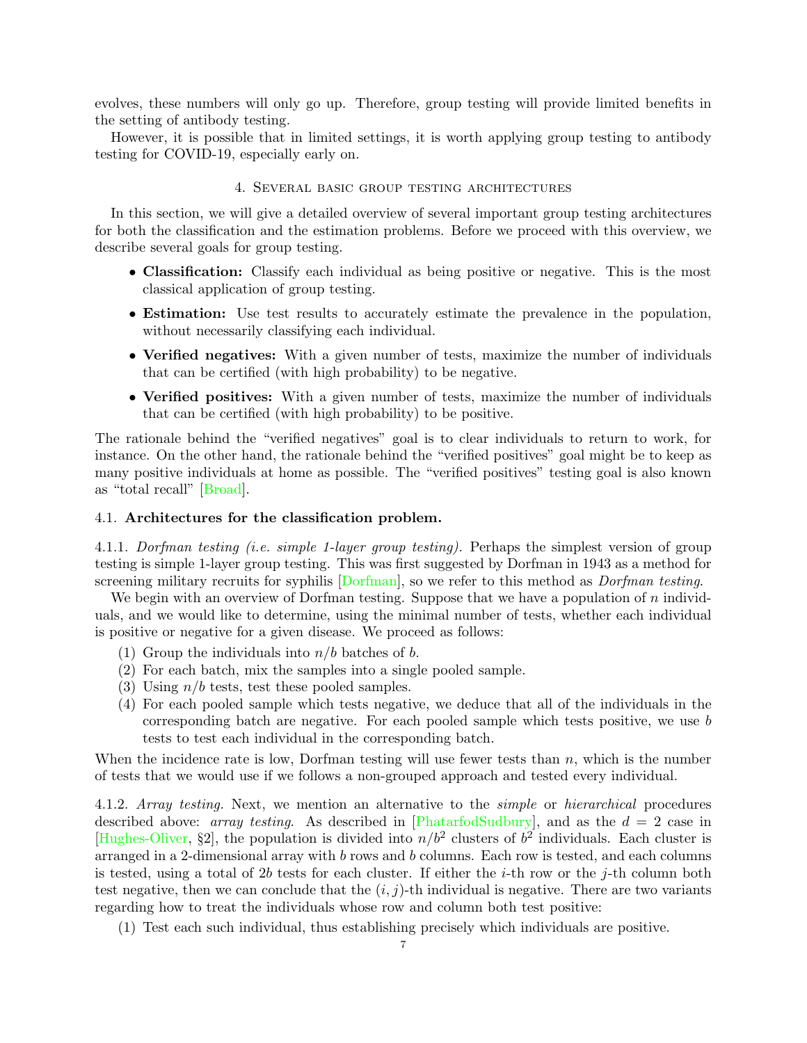evolves, these numbers will only go up. Therefore, group testing will provide limited benefits in the setting of antibody testing.

However, it is possible that in limited settings, it is worth applying group testing to antibody testing for COVID-19, especially early on.

## 4. Several basic group testing architectures

In this section, we will give a detailed overview of several important group testing architectures for both the classification and the estimation problems. Before we proceed with this overview, we describe several goals for group testing.

- **Classification:** Classify each individual as being positive or negative. This is the most classical application of group testing.
- **Estimation:** Use test results to accurately estimate the prevalence in the population, without necessarily classifying each individual.
- **Verified negatives:** With a given number of tests, maximize the number of individuals that can be certified (with high probability) to be negative.
- **Verified positives:** With a given number of tests, maximize the number of individuals that can be certified (with high probability) to be positive.

The rationale behind the "verified negatives" goal is to clear individuals to return to work, for instance. On the other hand, the rationale behind the "verified positives" goal might be to keep as many positive individuals at home as possible. The "verified positives" testing goal is also known as "total recall" [Broad].

### 4.1. Architectures for the classification problem.

4.1.1. *Dorfman testing (i.e. simple 1-layer group testing).* Perhaps the simplest version of group testing is simple 1-layer group testing. This was first suggested by Dorfman in 1943 as a method for screening military recruits for syphilis [Dorfman], so we refer to this method as *Dorfman testing*.

We begin with an overview of Dorfman testing. Suppose that we have a population of $n$ individuals, and we would like to determine, using the minimal number of tests, whether each individual is positive or negative for a given disease. We proceed as follows:

1. Group the individuals into $n/b$ batches of $b$.
2. For each batch, mix the samples into a single pooled sample.
3. Using $n/b$ tests, test these pooled samples.
4. For each pooled sample which tests negative, we deduce that all of the individuals in the corresponding batch are negative. For each pooled sample which tests positive, we use $b$ tests to test each individual in the corresponding batch.

When the incidence rate is low, Dorfman testing will use fewer tests than $n$, which is the number of tests that we would use if we follows a non-grouped approach and tested every individual.

4.1.2. *Array testing.* Next, we mention an alternative to the *simple* or *hierarchical* procedures described above: *array testing*. As described in [PhatarfodSudbury], and as the $d = 2$ case in [Hughes-Oliver, §2], the population is divided into $n/b^2$ clusters of $b^2$ individuals. Each cluster is arranged in a 2-dimensional array with $b$ rows and $b$ columns. Each row is tested, and each columns is tested, using a total of $2b$ tests for each cluster. If either the $i$-th row or the $j$-th column both test negative, then we can conclude that the $(i, j)$-th individual is negative. There are two variants regarding how to treat the individuals whose row and column both test positive:

1. Test each such individual, thus establishing precisely which individuals are positive.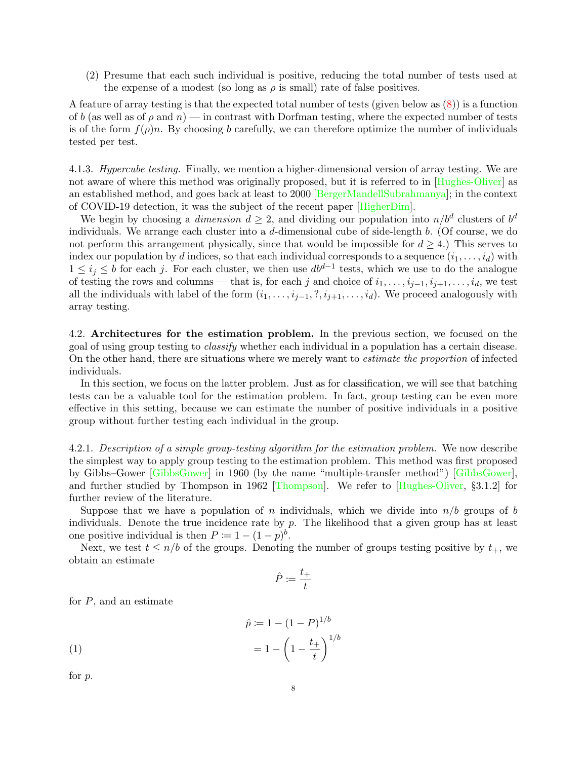(2) Presume that each such individual is positive, reducing the total number of tests used at the expense of a modest (so long as $\rho$ is small) rate of false positives.

A feature of array testing is that the expected total number of tests (given below as (8)) is a function of $b$ (as well as of $\rho$ and $n$) — in contrast with Dorfman testing, where the expected number of tests is of the form $f(\rho)n$. By choosing $b$ carefully, we can therefore optimize the number of individuals tested per test.

4.1.3. *Hypercube testing.* Finally, we mention a higher-dimensional version of array testing. We are not aware of where this method was originally proposed, but it is referred to in [Hughes-Oliver] as an established method, and goes back at least to 2000 [BergerMandellSubrahmanya]; in the context of COVID-19 detection, it was the subject of the recent paper [HigherDim].

We begin by choosing a *dimension* $d \geq 2$, and dividing our population into $n/b^d$ clusters of $b^d$ individuals. We arrange each cluster into a $d$-dimensional cube of side-length $b$. (Of course, we do not perform this arrangement physically, since that would be impossible for $d \geq 4$.) This serves to index our population by $d$ indices, so that each individual corresponds to a sequence $(i_1, \ldots, i_d)$ with $1 \leq i_j \leq b$ for each $j$. For each cluster, we then use $db^{d-1}$ tests, which we use to do the analogue of testing the rows and columns — that is, for each $j$ and choice of $i_1, \ldots, i_{j-1}, i_{j+1}, \ldots, i_d$, we test all the individuals with label of the form $(i_1, \ldots, i_{j-1}, ?, i_{j+1}, \ldots, i_d)$. We proceed analogously with array testing.

4.2. **Architectures for the estimation problem.** In the previous section, we focused on the goal of using group testing to *classify* whether each individual in a population has a certain disease. On the other hand, there are situations where we merely want to *estimate the proportion* of infected individuals.

In this section, we focus on the latter problem. Just as for classification, we will see that batching tests can be a valuable tool for the estimation problem. In fact, group testing can be even more effective in this setting, because we can estimate the number of positive individuals in a positive group without further testing each individual in the group.

4.2.1. *Description of a simple group-testing algorithm for the estimation problem.* We now describe the simplest way to apply group testing to the estimation problem. This method was first proposed by Gibbs–Gower [GibbsGower] in 1960 (by the name "multiple-transfer method") [GibbsGower], and further studied by Thompson in 1962 [Thompson]. We refer to [Hughes-Oliver, §3.1.2] for further review of the literature.

Suppose that we have a population of $n$ individuals, which we divide into $n/b$ groups of $b$ individuals. Denote the true incidence rate by $p$. The likelihood that a given group has at least one positive individual is then $P \coloneqq 1 - (1-p)^b$.

Next, we test $t \leq n/b$ of the groups. Denoting the number of groups testing positive by $t_+$, we obtain an estimate

$$\hat{P} \coloneqq \frac{t_+}{t}$$

for $P$, and an estimate

$$\begin{aligned} \hat{p} &\coloneqq 1 - (1-P)^{1/b} \\ &= 1 - \left(1 - \frac{t_+}{t}\right)^{1/b} \end{aligned} \tag{1}$$

for $p$.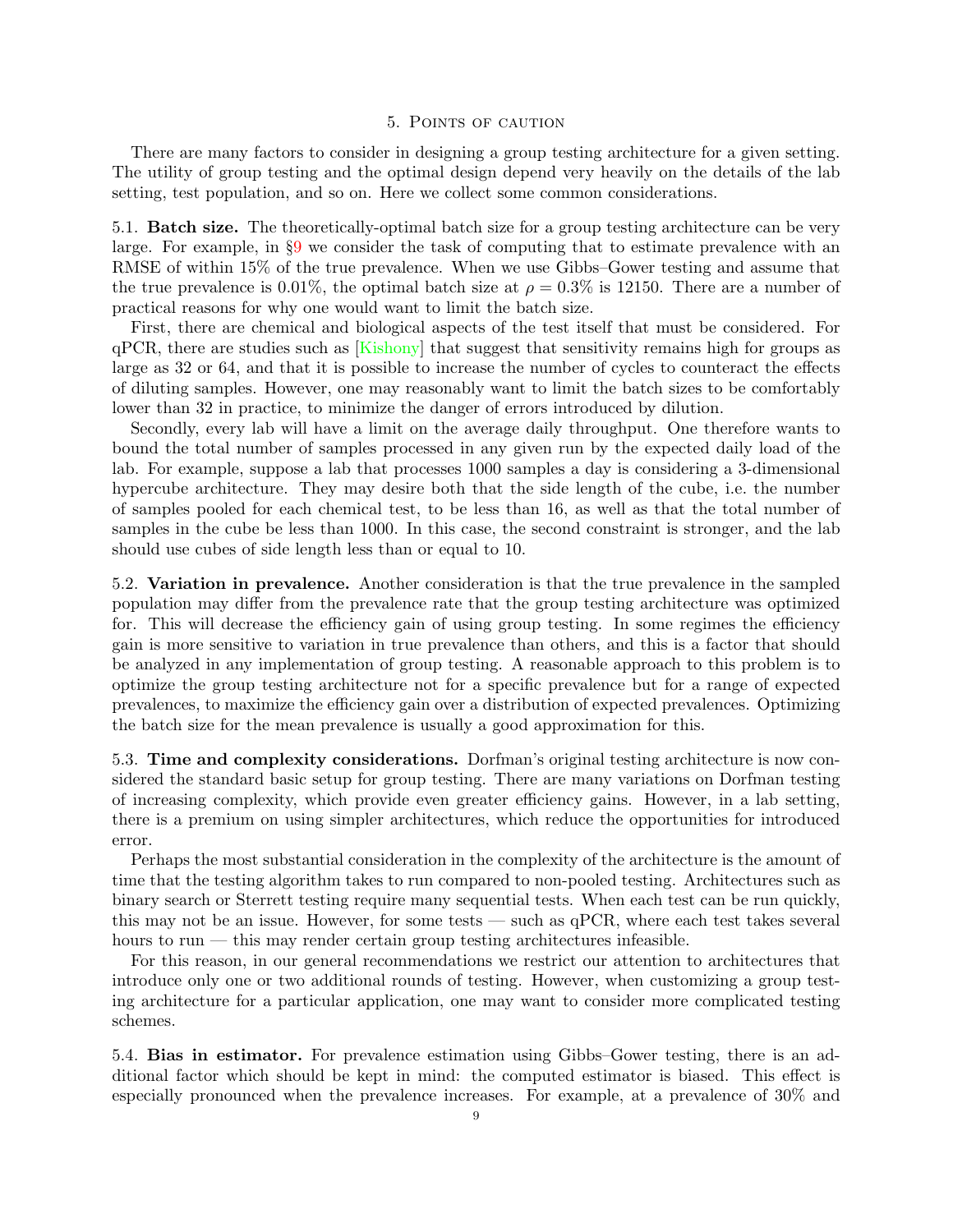## 5. Points of caution

There are many factors to consider in designing a group testing architecture for a given setting. The utility of group testing and the optimal design depend very heavily on the details of the lab setting, test population, and so on. Here we collect some common considerations.

5.1. **Batch size.** The theoretically-optimal batch size for a group testing architecture can be very large. For example, in §9 we consider the task of computing that to estimate prevalence with an RMSE of within 15% of the true prevalence. When we use Gibbs–Gower testing and assume that the true prevalence is 0.01%, the optimal batch size at $\rho = 0.3\%$ is 12150. There are a number of practical reasons for why one would want to limit the batch size.

First, there are chemical and biological aspects of the test itself that must be considered. For qPCR, there are studies such as [Kishony] that suggest that sensitivity remains high for groups as large as 32 or 64, and that it is possible to increase the number of cycles to counteract the effects of diluting samples. However, one may reasonably want to limit the batch sizes to be comfortably lower than 32 in practice, to minimize the danger of errors introduced by dilution.

Secondly, every lab will have a limit on the average daily throughput. One therefore wants to bound the total number of samples processed in any given run by the expected daily load of the lab. For example, suppose a lab that processes 1000 samples a day is considering a 3-dimensional hypercube architecture. They may desire both that the side length of the cube, i.e. the number of samples pooled for each chemical test, to be less than 16, as well as that the total number of samples in the cube be less than 1000. In this case, the second constraint is stronger, and the lab should use cubes of side length less than or equal to 10.

5.2. **Variation in prevalence.** Another consideration is that the true prevalence in the sampled population may differ from the prevalence rate that the group testing architecture was optimized for. This will decrease the efficiency gain of using group testing. In some regimes the efficiency gain is more sensitive to variation in true prevalence than others, and this is a factor that should be analyzed in any implementation of group testing. A reasonable approach to this problem is to optimize the group testing architecture not for a specific prevalence but for a range of expected prevalences, to maximize the efficiency gain over a distribution of expected prevalences. Optimizing the batch size for the mean prevalence is usually a good approximation for this.

5.3. **Time and complexity considerations.** Dorfman's original testing architecture is now considered the standard basic setup for group testing. There are many variations on Dorfman testing of increasing complexity, which provide even greater efficiency gains. However, in a lab setting, there is a premium on using simpler architectures, which reduce the opportunities for introduced error.

Perhaps the most substantial consideration in the complexity of the architecture is the amount of time that the testing algorithm takes to run compared to non-pooled testing. Architectures such as binary search or Sterrett testing require many sequential tests. When each test can be run quickly, this may not be an issue. However, for some tests — such as qPCR, where each test takes several hours to run — this may render certain group testing architectures infeasible.

For this reason, in our general recommendations we restrict our attention to architectures that introduce only one or two additional rounds of testing. However, when customizing a group testing architecture for a particular application, one may want to consider more complicated testing schemes.

5.4. **Bias in estimator.** For prevalence estimation using Gibbs–Gower testing, there is an additional factor which should be kept in mind: the computed estimator is biased. This effect is especially pronounced when the prevalence increases. For example, at a prevalence of 30% and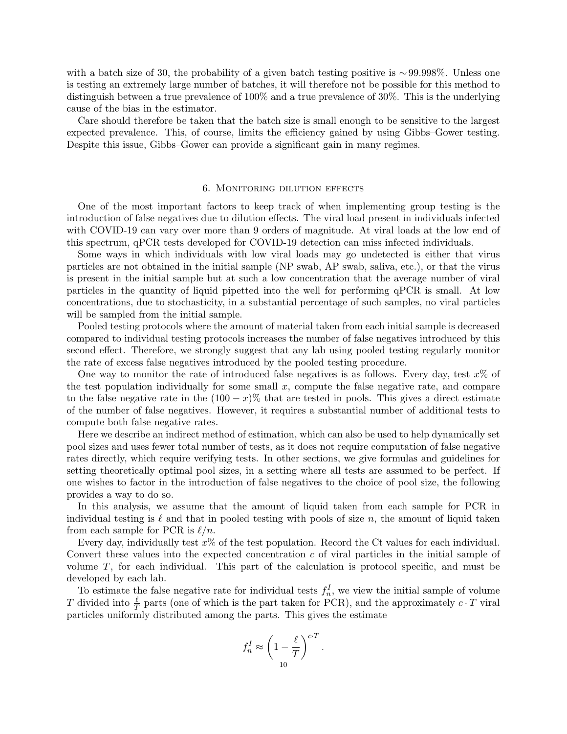with a batch size of 30, the probability of a given batch testing positive is $\sim 99.998\%$. Unless one is testing an extremely large number of batches, it will therefore not be possible for this method to distinguish between a true prevalence of 100% and a true prevalence of 30%. This is the underlying cause of the bias in the estimator.

Care should therefore be taken that the batch size is small enough to be sensitive to the largest expected prevalence. This, of course, limits the efficiency gained by using Gibbs–Gower testing. Despite this issue, Gibbs–Gower can provide a significant gain in many regimes.

## 6. Monitoring dilution effects

One of the most important factors to keep track of when implementing group testing is the introduction of false negatives due to dilution effects. The viral load present in individuals infected with COVID-19 can vary over more than 9 orders of magnitude. At viral loads at the low end of this spectrum, qPCR tests developed for COVID-19 detection can miss infected individuals.

Some ways in which individuals with low viral loads may go undetected is either that virus particles are not obtained in the initial sample (NP swab, AP swab, saliva, etc.), or that the virus is present in the initial sample but at such a low concentration that the average number of viral particles in the quantity of liquid pipetted into the well for performing qPCR is small. At low concentrations, due to stochasticity, in a substantial percentage of such samples, no viral particles will be sampled from the initial sample.

Pooled testing protocols where the amount of material taken from each initial sample is decreased compared to individual testing protocols increases the number of false negatives introduced by this second effect. Therefore, we strongly suggest that any lab using pooled testing regularly monitor the rate of excess false negatives introduced by the pooled testing procedure.

One way to monitor the rate of introduced false negatives is as follows. Every day, test $x\%$ of the test population individually for some small $x$, compute the false negative rate, and compare to the false negative rate in the $(100-x)\%$ that are tested in pools. This gives a direct estimate of the number of false negatives. However, it requires a substantial number of additional tests to compute both false negative rates.

Here we describe an indirect method of estimation, which can also be used to help dynamically set pool sizes and uses fewer total number of tests, as it does not require computation of false negative rates directly, which require verifying tests. In other sections, we give formulas and guidelines for setting theoretically optimal pool sizes, in a setting where all tests are assumed to be perfect. If one wishes to factor in the introduction of false negatives to the choice of pool size, the following provides a way to do so.

In this analysis, we assume that the amount of liquid taken from each sample for PCR in individual testing is $\ell$ and that in pooled testing with pools of size $n$, the amount of liquid taken from each sample for PCR is $\ell/n$.

Every day, individually test $x\%$ of the test population. Record the Ct values for each individual. Convert these values into the expected concentration $c$ of viral particles in the initial sample of volume $T$, for each individual. This part of the calculation is protocol specific, and must be developed by each lab.

To estimate the false negative rate for individual tests $f_n^I$, we view the initial sample of volume $T$ divided into $\frac{\ell}{T}$ parts (one of which is the part taken for PCR), and the approximately $c \cdot T$ viral particles uniformly distributed among the parts. This gives the estimate

$$f_n^I \approx \left(1 - \frac{\ell}{T}\right)^{c \cdot T}.$$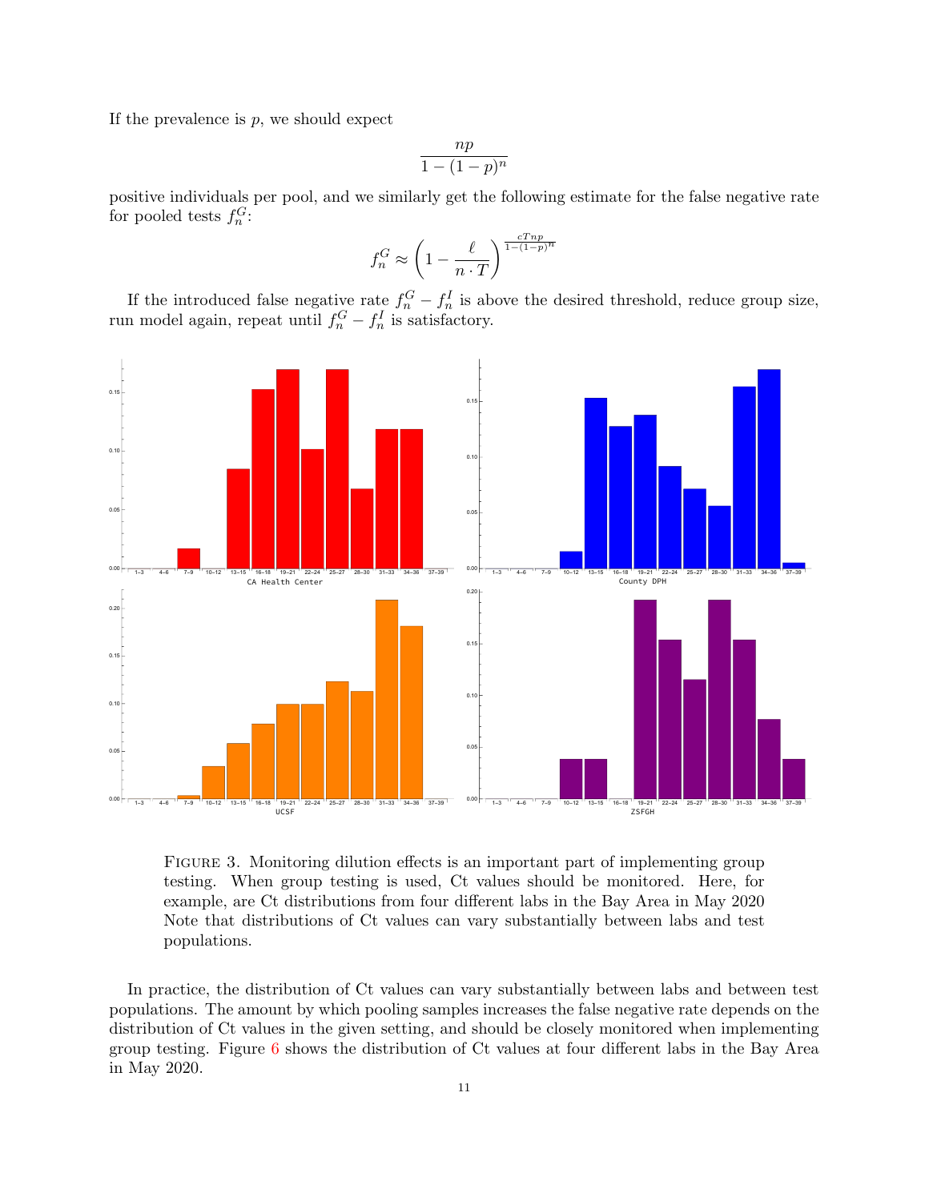If the prevalence is $p$, we should expect

$$\frac{np}{1-(1-p)^n}$$

positive individuals per pool, and we similarly get the following estimate for the false negative rate for pooled tests $f_n^G$:

$$f_n^G \approx \left(1 - \frac{\ell}{n \cdot T}\right)^{\frac{cTnp}{1-(1-p)^n}}$$

If the introduced false negative rate $f_n^G - f_n^I$ is above the desired threshold, reduce group size, run model again, repeat until $f_n^G - f_n^I$ is satisfactory.

Figure 3. Monitoring dilution effects is an important part of implementing group testing. When group testing is used, Ct values should be monitored. Here, for example, are Ct distributions from four different labs in the Bay Area in May 2020 Note that distributions of Ct values can vary substantially between labs and test populations.

In practice, the distribution of Ct values can vary substantially between labs and between test populations. The amount by which pooling samples increases the false negative rate depends on the distribution of Ct values in the given setting, and should be closely monitored when implementing group testing. Figure 6 shows the distribution of Ct values at four different labs in the Bay Area in May 2020.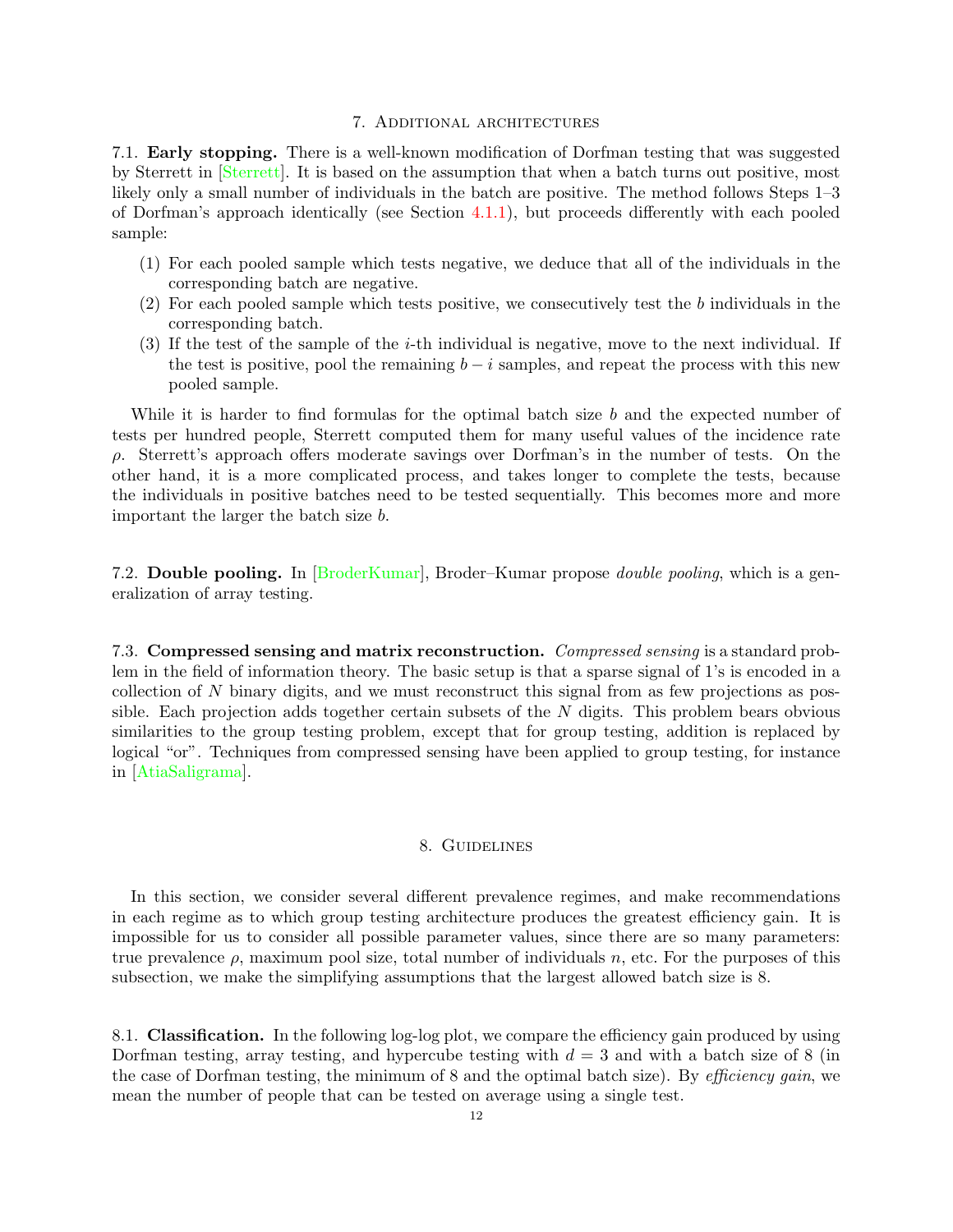## 7. Additional architectures

**7.1. Early stopping.** There is a well-known modification of Dorfman testing that was suggested by Sterrett in [Sterrett]. It is based on the assumption that when a batch turns out positive, most likely only a small number of individuals in the batch are positive. The method follows Steps 1–3 of Dorfman's approach identically (see Section 4.1.1), but proceeds differently with each pooled sample:

(1) For each pooled sample which tests negative, we deduce that all of the individuals in the corresponding batch are negative.
(2) For each pooled sample which tests positive, we consecutively test the $b$ individuals in the corresponding batch.
(3) If the test of the sample of the $i$-th individual is negative, move to the next individual. If the test is positive, pool the remaining $b - i$ samples, and repeat the process with this new pooled sample.

While it is harder to find formulas for the optimal batch size $b$ and the expected number of tests per hundred people, Sterrett computed them for many useful values of the incidence rate $\rho$. Sterrett's approach offers moderate savings over Dorfman's in the number of tests. On the other hand, it is a more complicated process, and takes longer to complete the tests, because the individuals in positive batches need to be tested sequentially. This becomes more and more important the larger the batch size $b$.

**7.2. Double pooling.** In [BroderKumar], Broder–Kumar propose *double pooling*, which is a generalization of array testing.

**7.3. Compressed sensing and matrix reconstruction.** *Compressed sensing* is a standard problem in the field of information theory. The basic setup is that a sparse signal of 1's is encoded in a collection of $N$ binary digits, and we must reconstruct this signal from as few projections as possible. Each projection adds together certain subsets of the $N$ digits. This problem bears obvious similarities to the group testing problem, except that for group testing, addition is replaced by logical "or". Techniques from compressed sensing have been applied to group testing, for instance in [AtiaSaligrama].

## 8. Guidelines

In this section, we consider several different prevalence regimes, and make recommendations in each regime as to which group testing architecture produces the greatest efficiency gain. It is impossible for us to consider all possible parameter values, since there are so many parameters: true prevalence $\rho$, maximum pool size, total number of individuals $n$, etc. For the purposes of this subsection, we make the simplifying assumptions that the largest allowed batch size is 8.

**8.1. Classification.** In the following log-log plot, we compare the efficiency gain produced by using Dorfman testing, array testing, and hypercube testing with $d = 3$ and with a batch size of 8 (in the case of Dorfman testing, the minimum of 8 and the optimal batch size). By *efficiency gain*, we mean the number of people that can be tested on average using a single test.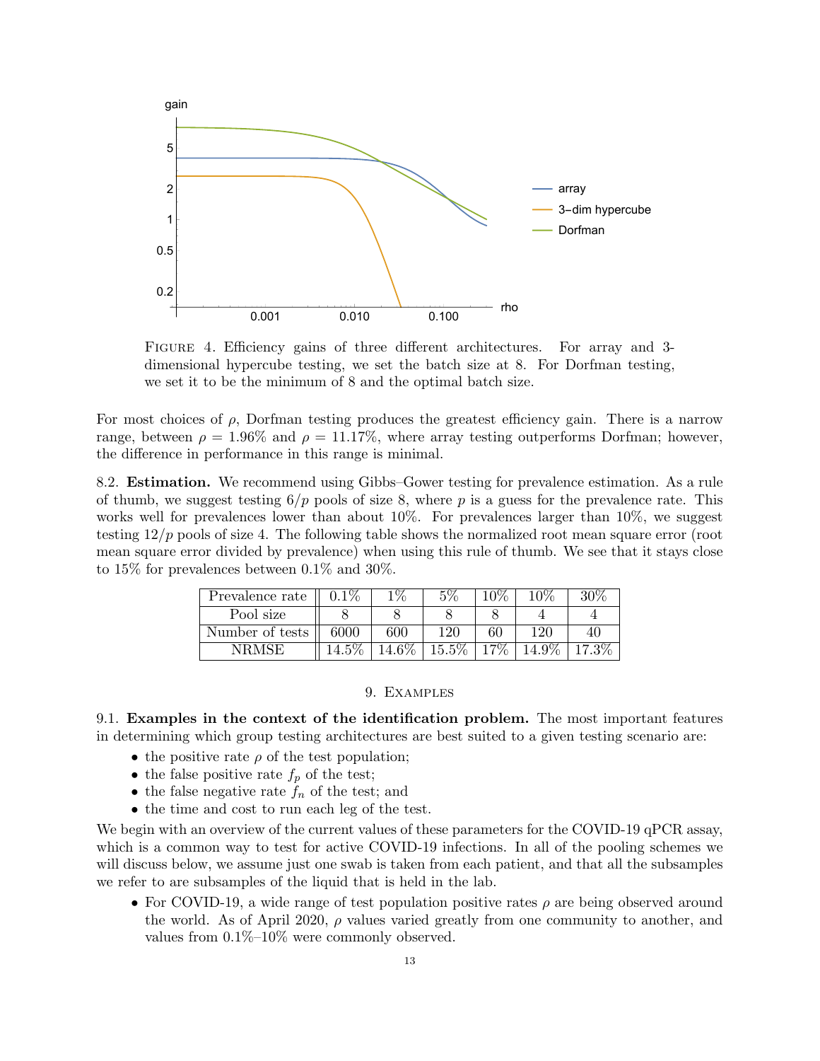FIGURE 4. Efficiency gains of three different architectures. For array and 3-dimensional hypercube testing, we set the batch size at 8. For Dorfman testing, we set it to be the minimum of 8 and the optimal batch size.

For most choices of $\rho$, Dorfman testing produces the greatest efficiency gain. There is a narrow range, between $\rho = 1.96\%$ and $\rho = 11.17\%$, where array testing outperforms Dorfman; however, the difference in performance in this range is minimal.

8.2. **Estimation.** We recommend using Gibbs–Gower testing for prevalence estimation. As a rule of thumb, we suggest testing $6/p$ pools of size 8, where $p$ is a guess for the prevalence rate. This works well for prevalences lower than about 10%. For prevalences larger than 10%, we suggest testing $12/p$ pools of size 4. The following table shows the normalized root mean square error (root mean square error divided by prevalence) when using this rule of thumb. We see that it stays close to 15% for prevalences between 0.1% and 30%.

| Prevalence rate | 0.1% | 1% | 5% | 10% | 10% | 30% |
|---|---|---|---|---|---|---|
| Pool size | 8 | 8 | 8 | 8 | 4 | 4 |
| Number of tests | 6000 | 600 | 120 | 60 | 120 | 40 |
| NRMSE | 14.5% | 14.6% | 15.5% | 17% | 14.9% | 17.3% |

## 9. Examples

9.1. **Examples in the context of the identification problem.** The most important features in determining which group testing architectures are best suited to a given testing scenario are:

- the positive rate $\rho$ of the test population;
- the false positive rate $f_p$ of the test;
- the false negative rate $f_n$ of the test; and
- the time and cost to run each leg of the test.

We begin with an overview of the current values of these parameters for the COVID-19 qPCR assay, which is a common way to test for active COVID-19 infections. In all of the pooling schemes we will discuss below, we assume just one swab is taken from each patient, and that all the subsamples we refer to are subsamples of the liquid that is held in the lab.

- For COVID-19, a wide range of test population positive rates $\rho$ are being observed around the world. As of April 2020, $\rho$ values varied greatly from one community to another, and values from 0.1%–10% were commonly observed.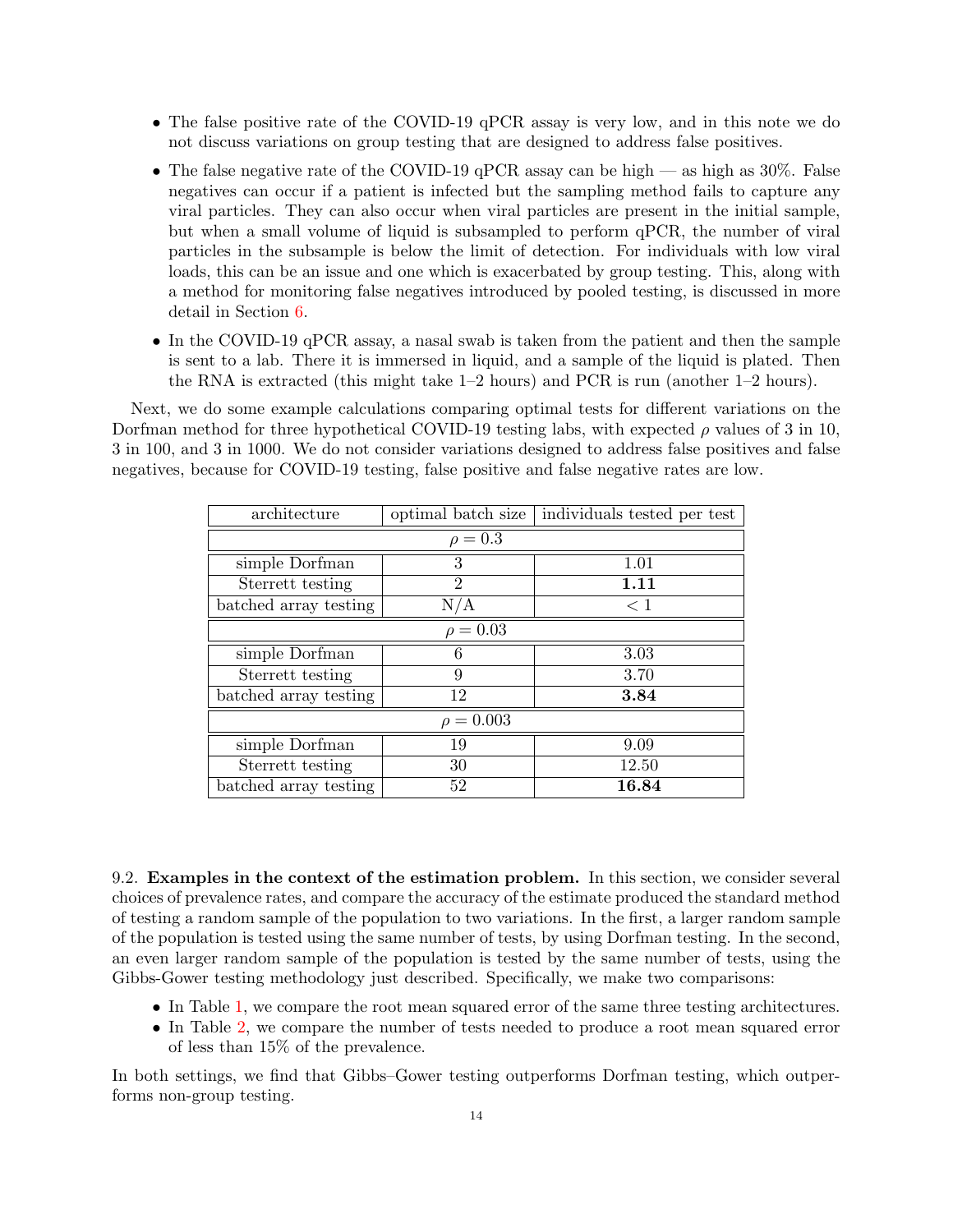- The false positive rate of the COVID-19 qPCR assay is very low, and in this note we do not discuss variations on group testing that are designed to address false positives.
- The false negative rate of the COVID-19 qPCR assay can be high — as high as 30%. False negatives can occur if a patient is infected but the sampling method fails to capture any viral particles. They can also occur when viral particles are present in the initial sample, but when a small volume of liquid is subsampled to perform qPCR, the number of viral particles in the subsample is below the limit of detection. For individuals with low viral loads, this can be an issue and one which is exacerbated by group testing. This, along with a method for monitoring false negatives introduced by pooled testing, is discussed in more detail in Section 6.
- In the COVID-19 qPCR assay, a nasal swab is taken from the patient and then the sample is sent to a lab. There it is immersed in liquid, and a sample of the liquid is plated. Then the RNA is extracted (this might take 1–2 hours) and PCR is run (another 1–2 hours).

Next, we do some example calculations comparing optimal tests for different variations on the Dorfman method for three hypothetical COVID-19 testing labs, with expected $\rho$ values of 3 in 10, 3 in 100, and 3 in 1000. We do not consider variations designed to address false positives and false negatives, because for COVID-19 testing, false positive and false negative rates are low.

| architecture | optimal batch size | individuals tested per test |
|---|---|---|
| $\rho = 0.3$ | | |
| simple Dorfman | 3 | 1.01 |
| Sterrett testing | 2 | **1.11** |
| batched array testing | N/A | $< 1$ |
| $\rho = 0.03$ | | |
| simple Dorfman | 6 | 3.03 |
| Sterrett testing | 9 | 3.70 |
| batched array testing | 12 | **3.84** |
| $\rho = 0.003$ | | |
| simple Dorfman | 19 | 9.09 |
| Sterrett testing | 30 | 12.50 |
| batched array testing | 52 | **16.84** |

9.2. **Examples in the context of the estimation problem.** In this section, we consider several choices of prevalence rates, and compare the accuracy of the estimate produced the standard method of testing a random sample of the population to two variations. In the first, a larger random sample of the population is tested using the same number of tests, by using Dorfman testing. In the second, an even larger random sample of the population is tested by the same number of tests, using the Gibbs-Gower testing methodology just described. Specifically, we make two comparisons:

- In Table 1, we compare the root mean squared error of the same three testing architectures.
- In Table 2, we compare the number of tests needed to produce a root mean squared error of less than 15% of the prevalence.

In both settings, we find that Gibbs–Gower testing outperforms Dorfman testing, which outperforms non-group testing.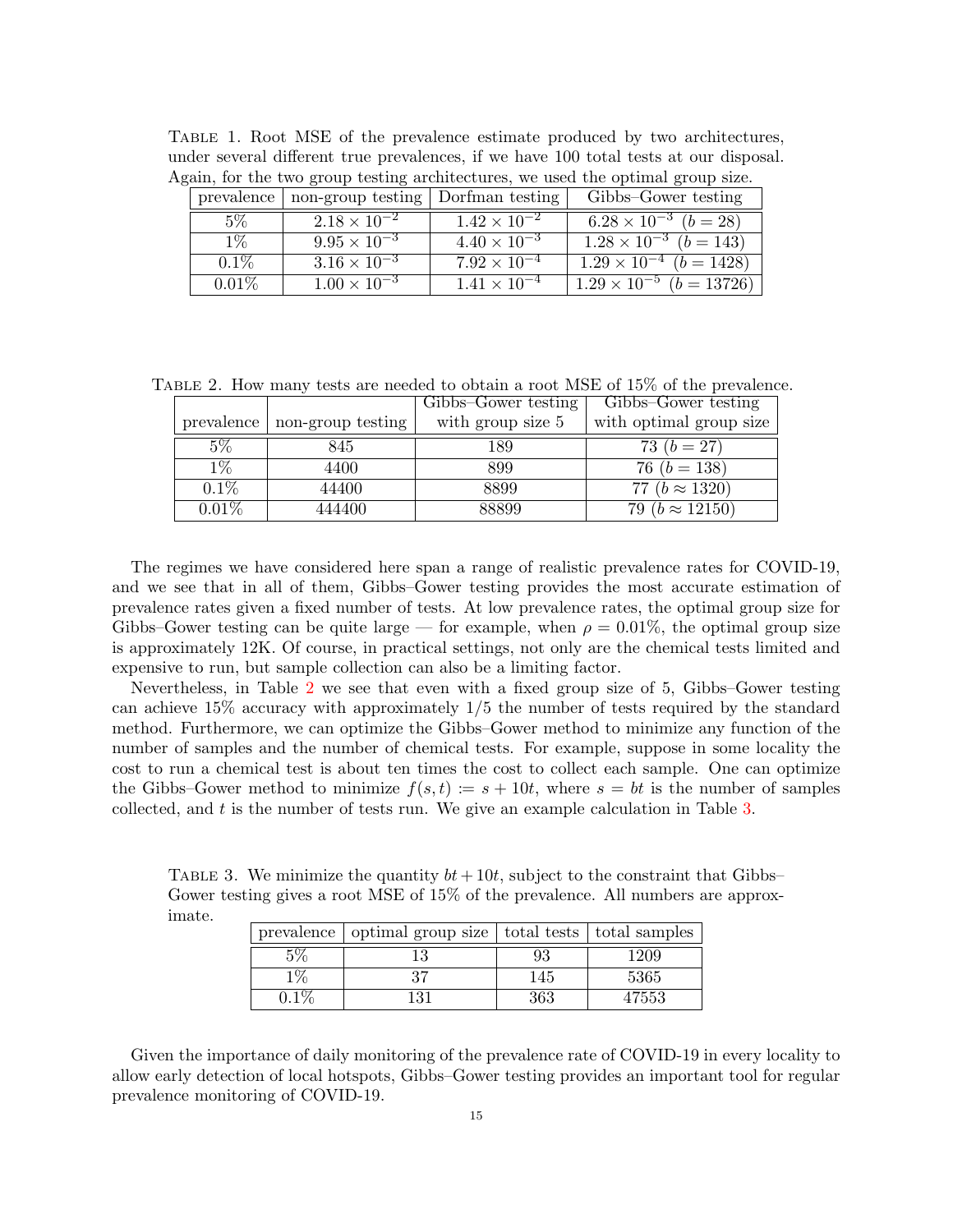Table 1. Root MSE of the prevalence estimate produced by two architectures, under several different true prevalences, if we have 100 total tests at our disposal. Again, for the two group testing architectures, we used the optimal group size.

| prevalence | non-group testing | Dorfman testing | Gibbs–Gower testing |
|---|---|---|---|
| 5% | $2.18 \times 10^{-2}$ | $1.42 \times 10^{-2}$ | $6.28 \times 10^{-3}$ ($b = 28$) |
| 1% | $9.95 \times 10^{-3}$ | $4.40 \times 10^{-3}$ | $1.28 \times 10^{-3}$ ($b = 143$) |
| 0.1% | $3.16 \times 10^{-3}$ | $7.92 \times 10^{-4}$ | $1.29 \times 10^{-4}$ ($b = 1428$) |
| 0.01% | $1.00 \times 10^{-3}$ | $1.41 \times 10^{-4}$ | $1.29 \times 10^{-5}$ ($b = 13726$) |

Table 2. How many tests are needed to obtain a root MSE of 15% of the prevalence.

| prevalence | non-group testing | Gibbs–Gower testing with group size 5 | Gibbs–Gower testing with optimal group size |
|---|---|---|---|
| 5% | 845 | 189 | 73 ($b = 27$) |
| 1% | 4400 | 899 | 76 ($b = 138$) |
| 0.1% | 44400 | 8899 | 77 ($b \approx 1320$) |
| 0.01% | 444400 | 88899 | 79 ($b \approx 12150$) |

The regimes we have considered here span a range of realistic prevalence rates for COVID-19, and we see that in all of them, Gibbs–Gower testing provides the most accurate estimation of prevalence rates given a fixed number of tests. At low prevalence rates, the optimal group size for Gibbs–Gower testing can be quite large — for example, when $\rho = 0.01\%$, the optimal group size is approximately 12K. Of course, in practical settings, not only are the chemical tests limited and expensive to run, but sample collection can also be a limiting factor.

Nevertheless, in Table 2 we see that even with a fixed group size of 5, Gibbs–Gower testing can achieve 15% accuracy with approximately 1/5 the number of tests required by the standard method. Furthermore, we can optimize the Gibbs–Gower method to minimize any function of the number of samples and the number of chemical tests. For example, suppose in some locality the cost to run a chemical test is about ten times the cost to collect each sample. One can optimize the Gibbs–Gower method to minimize $f(s, t) := s + 10t$, where $s = bt$ is the number of samples collected, and $t$ is the number of tests run. We give an example calculation in Table 3.

Table 3. We minimize the quantity $bt + 10t$, subject to the constraint that Gibbs–Gower testing gives a root MSE of 15% of the prevalence. All numbers are approximate.

| prevalence | optimal group size | total tests | total samples |
|---|---|---|---|
| 5% | 13 | 93 | 1209 |
| 1% | 37 | 145 | 5365 |
| 0.1% | 131 | 363 | 47553 |

Given the importance of daily monitoring of the prevalence rate of COVID-19 in every locality to allow early detection of local hotspots, Gibbs–Gower testing provides an important tool for regular prevalence monitoring of COVID-19.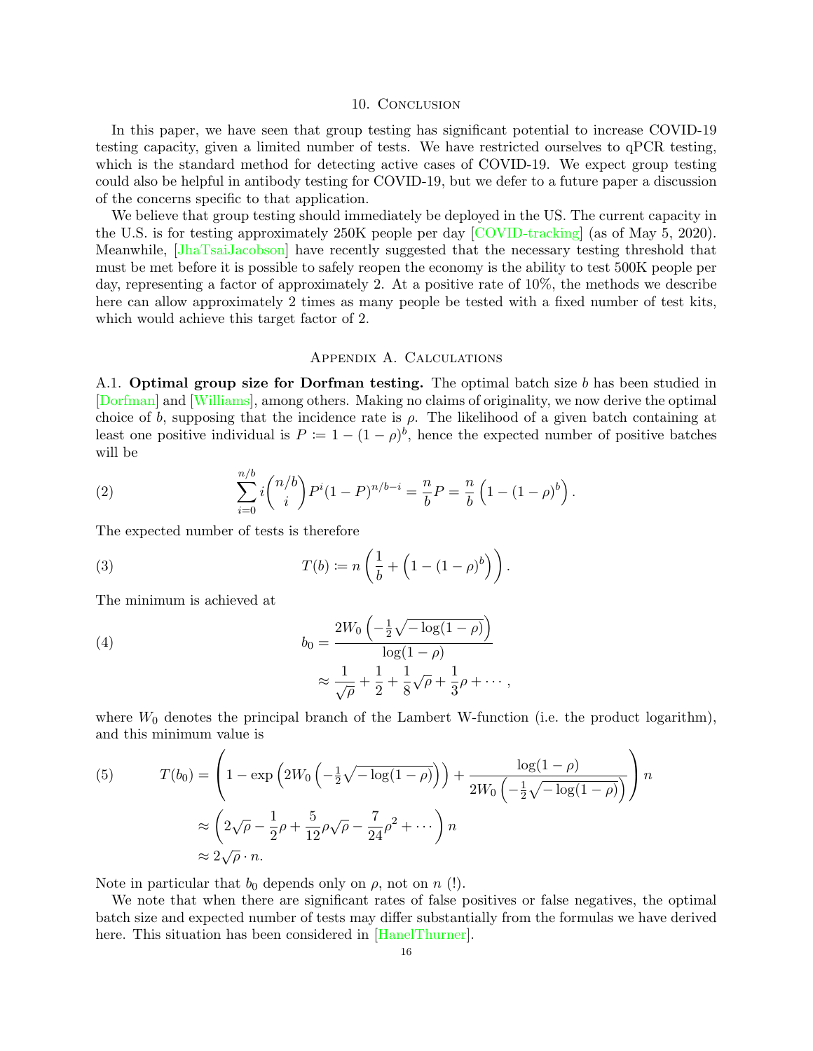## 10. Conclusion

In this paper, we have seen that group testing has significant potential to increase COVID-19 testing capacity, given a limited number of tests. We have restricted ourselves to qPCR testing, which is the standard method for detecting active cases of COVID-19. We expect group testing could also be helpful in antibody testing for COVID-19, but we defer to a future paper a discussion of the concerns specific to that application.

We believe that group testing should immediately be deployed in the US. The current capacity in the U.S. is for testing approximately 250K people per day [COVID-tracking] (as of May 5, 2020). Meanwhile, [JhaTsaiJacobson] have recently suggested that the necessary testing threshold that must be met before it is possible to safely reopen the economy is the ability to test 500K people per day, representing a factor of approximately 2. At a positive rate of 10%, the methods we describe here can allow approximately 2 times as many people be tested with a fixed number of test kits, which would achieve this target factor of 2.

## Appendix A. Calculations

A.1. **Optimal group size for Dorfman testing.** The optimal batch size $b$ has been studied in [Dorfman] and [Williams], among others. Making no claims of originality, we now derive the optimal choice of $b$, supposing that the incidence rate is $\rho$. The likelihood of a given batch containing at least one positive individual is $P \coloneqq 1-(1-\rho)^b$, hence the expected number of positive batches will be

$$\sum_{i=0}^{n/b} i\binom{n/b}{i} P^i(1-P)^{n/b-i} = \frac{n}{b}P = \frac{n}{b}\left(1-(1-\rho)^b\right). \tag{2}$$

The expected number of tests is therefore

$$T(b) \coloneqq n\left(\frac{1}{b} + \left(1-(1-\rho)^b\right)\right). \tag{3}$$

The minimum is achieved at

$$\begin{aligned} b_0 &= \frac{2W_0\left(-\frac{1}{2}\sqrt{-\log(1-\rho)}\right)}{\log(1-\rho)} \\ &\approx \frac{1}{\sqrt{\rho}} + \frac{1}{2} + \frac{1}{8}\sqrt{\rho} + \frac{1}{3}\rho + \cdots, \end{aligned} \tag{4}$$

where $W_0$ denotes the principal branch of the Lambert W-function (i.e. the product logarithm), and this minimum value is

$$\begin{aligned} T(b_0) &= \left(1 - \exp\left(2W_0\left(-\tfrac{1}{2}\sqrt{-\log(1-\rho)}\right)\right) + \frac{\log(1-\rho)}{2W_0\left(-\frac{1}{2}\sqrt{-\log(1-\rho)}\right)}\right)n \\ &\approx \left(2\sqrt{\rho} - \frac{1}{2}\rho + \frac{5}{12}\rho\sqrt{\rho} - \frac{7}{24}\rho^2 + \cdots\right)n \\ &\approx 2\sqrt{\rho}\cdot n. \end{aligned} \tag{5}$$

Note in particular that $b_0$ depends only on $\rho$, not on $n$ (!).

We note that when there are significant rates of false positives or false negatives, the optimal batch size and expected number of tests may differ substantially from the formulas we have derived here. This situation has been considered in [HanelThurner].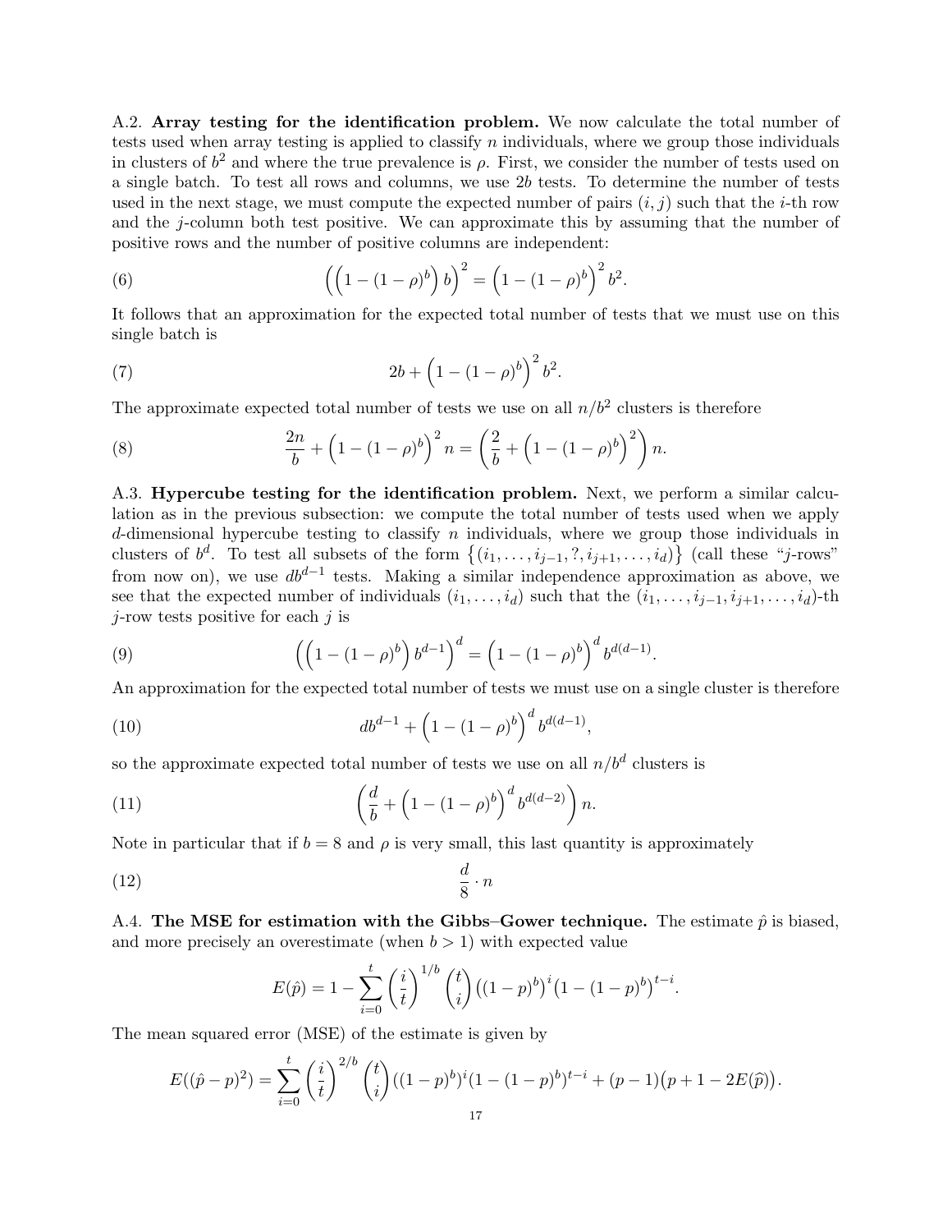A.2. **Array testing for the identification problem.** We now calculate the total number of tests used when array testing is applied to classify $n$ individuals, where we group those individuals in clusters of $b^2$ and where the true prevalence is $\rho$. First, we consider the number of tests used on a single batch. To test all rows and columns, we use $2b$ tests. To determine the number of tests used in the next stage, we must compute the expected number of pairs $(i,j)$ such that the $i$-th row and the $j$-column both test positive. We can approximate this by assuming that the number of positive rows and the number of positive columns are independent:

$$\left(\left(1-(1-\rho)^b\right)b\right)^2 = \left(1-(1-\rho)^b\right)^2 b^2. \tag{6}$$

It follows that an approximation for the expected total number of tests that we must use on this single batch is

$$2b + \left(1-(1-\rho)^b\right)^2 b^2. \tag{7}$$

The approximate expected total number of tests we use on all $n/b^2$ clusters is therefore

$$\frac{2n}{b} + \left(1-(1-\rho)^b\right)^2 n = \left(\frac{2}{b} + \left(1-(1-\rho)^b\right)^2\right) n. \tag{8}$$

A.3. **Hypercube testing for the identification problem.** Next, we perform a similar calculation as in the previous subsection: we compute the total number of tests used when we apply $d$-dimensional hypercube testing to classify $n$ individuals, where we group those individuals in clusters of $b^d$. To test all subsets of the form $\{(i_1,\ldots,i_{j-1},?,i_{j+1},\ldots,i_d)\}$ (call these "$j$-rows" from now on), we use $db^{d-1}$ tests. Making a similar independence approximation as above, we see that the expected number of individuals $(i_1,\ldots,i_d)$ such that the $(i_1,\ldots,i_{j-1},i_{j+1},\ldots,i_d)$-th $j$-row tests positive for each $j$ is

$$\left(\left(1-(1-\rho)^b\right)b^{d-1}\right)^d = \left(1-(1-\rho)^b\right)^d b^{d(d-1)}. \tag{9}$$

An approximation for the expected total number of tests we must use on a single cluster is therefore

$$db^{d-1} + \left(1-(1-\rho)^b\right)^d b^{d(d-1)}, \tag{10}$$

so the approximate expected total number of tests we use on all $n/b^d$ clusters is

$$\left(\frac{d}{b} + \left(1-(1-\rho)^b\right)^d b^{d(d-2)}\right) n. \tag{11}$$

Note in particular that if $b=8$ and $\rho$ is very small, this last quantity is approximately

$$\frac{d}{8}\cdot n \tag{12}$$

A.4. **The MSE for estimation with the Gibbs–Gower technique.** The estimate $\hat{p}$ is biased, and more precisely an overestimate (when $b>1$) with expected value

$$E(\hat{p}) = 1 - \sum_{i=0}^{t}\left(\frac{i}{t}\right)^{1/b}\binom{t}{i}\left((1-p)^b\right)^i\left(1-(1-p)^b\right)^{t-i}.$$

The mean squared error (MSE) of the estimate is given by

$$E((\hat{p}-p)^2) = \sum_{i=0}^{t}\left(\frac{i}{t}\right)^{2/b}\binom{t}{i}((1-p)^b)^i(1-(1-p)^b)^{t-i} + (p-1)\big(p+1-2E(\widehat{p})\big).$$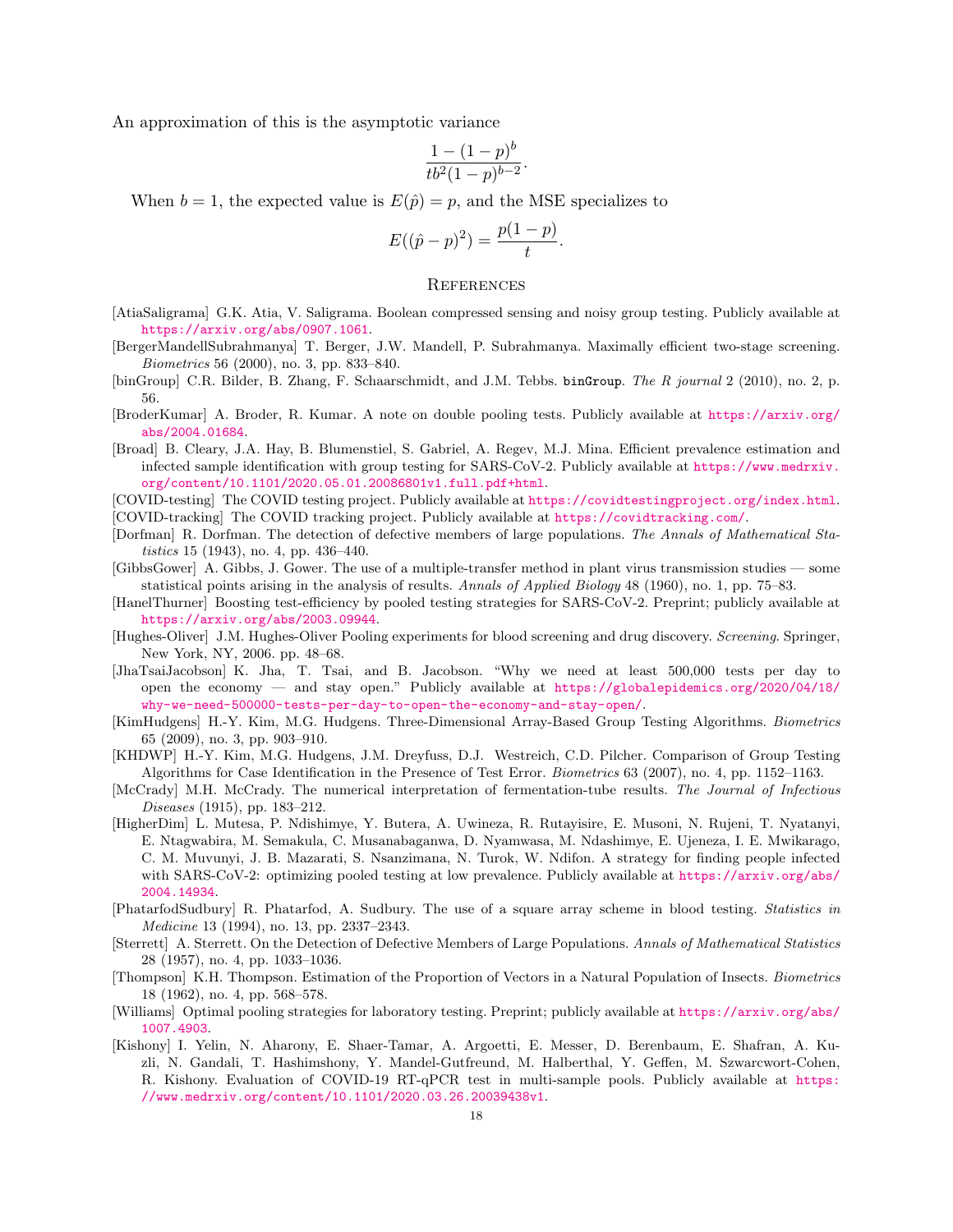An approximation of this is the asymptotic variance

$$\frac{1-(1-p)^b}{tb^2(1-p)^{b-2}}.$$

When $b = 1$, the expected value is $E(\hat{p}) = p$, and the MSE specializes to

$$E((\hat{p}-p)^2) = \frac{p(1-p)}{t}.$$

## References

[AtiaSaligrama] G.K. Atia, V. Saligrama. Boolean compressed sensing and noisy group testing. Publicly available at https://arxiv.org/abs/0907.1061.

[BergerMandellSubrahmanya] T. Berger, J.W. Mandell, P. Subrahmanya. Maximally efficient two-stage screening. *Biometrics* 56 (2000), no. 3, pp. 833–840.

[binGroup] C.R. Bilder, B. Zhang, F. Schaarschmidt, and J.M. Tebbs. `binGroup`. *The R journal* 2 (2010), no. 2, p. 56.

[BroderKumar] A. Broder, R. Kumar. A note on double pooling tests. Publicly available at https://arxiv.org/abs/2004.01684.

[Broad] B. Cleary, J.A. Hay, B. Blumenstiel, S. Gabriel, A. Regev, M.J. Mina. Efficient prevalence estimation and infected sample identification with group testing for SARS-CoV-2. Publicly available at https://www.medrxiv.org/content/10.1101/2020.05.01.20086801v1.full.pdf+html.

[COVID-testing] The COVID testing project. Publicly available at https://covidtestingproject.org/index.html.

[COVID-tracking] The COVID tracking project. Publicly available at https://covidtracking.com/.

[Dorfman] R. Dorfman. The detection of defective members of large populations. *The Annals of Mathematical Statistics* 15 (1943), no. 4, pp. 436–440.

[GibbsGower] A. Gibbs, J. Gower. The use of a multiple-transfer method in plant virus transmission studies — some statistical points arising in the analysis of results. *Annals of Applied Biology* 48 (1960), no. 1, pp. 75–83.

[HanelThurner] Boosting test-efficiency by pooled testing strategies for SARS-CoV-2. Preprint; publicly available at https://arxiv.org/abs/2003.09944.

[Hughes-Oliver] J.M. Hughes-Oliver Pooling experiments for blood screening and drug discovery. *Screening*. Springer, New York, NY, 2006. pp. 48–68.

[JhaTsaiJacobson] K. Jha, T. Tsai, and B. Jacobson. "Why we need at least 500,000 tests per day to open the economy — and stay open." Publicly available at https://globalepidemics.org/2020/04/18/why-we-need-500000-tests-per-day-to-open-the-economy-and-stay-open/.

[KimHudgens] H.-Y. Kim, M.G. Hudgens. Three-Dimensional Array-Based Group Testing Algorithms. *Biometrics* 65 (2009), no. 3, pp. 903–910.

[KHDWP] H.-Y. Kim, M.G. Hudgens, J.M. Dreyfuss, D.J. Westreich, C.D. Pilcher. Comparison of Group Testing Algorithms for Case Identification in the Presence of Test Error. *Biometrics* 63 (2007), no. 4, pp. 1152–1163.

[McCrady] M.H. McCrady. The numerical interpretation of fermentation-tube results. *The Journal of Infectious Diseases* (1915), pp. 183–212.

[HigherDim] L. Mutesa, P. Ndishimye, Y. Butera, A. Uwineza, R. Rutayisire, E. Musoni, N. Rujeni, T. Nyatanyi, E. Ntagwabira, M. Semakula, C. Musanabaganwa, D. Nyamwasa, M. Ndashimye, E. Ujeneza, I. E. Mwikarago, C. M. Muvunyi, J. B. Mazarati, S. Nsanzimana, N. Turok, W. Ndifon. A strategy for finding people infected with SARS-CoV-2: optimizing pooled testing at low prevalence. Publicly available at https://arxiv.org/abs/2004.14934.

[PhatarfodSudbury] R. Phatarfod, A. Sudbury. The use of a square array scheme in blood testing. *Statistics in Medicine* 13 (1994), no. 13, pp. 2337–2343.

[Sterrett] A. Sterrett. On the Detection of Defective Members of Large Populations. *Annals of Mathematical Statistics* 28 (1957), no. 4, pp. 1033–1036.

[Thompson] K.H. Thompson. Estimation of the Proportion of Vectors in a Natural Population of Insects. *Biometrics* 18 (1962), no. 4, pp. 568–578.

[Williams] Optimal pooling strategies for laboratory testing. Preprint; publicly available at https://arxiv.org/abs/1007.4903.

[Kishony] I. Yelin, N. Aharony, E. Shaer-Tamar, A. Argoetti, E. Messer, D. Berenbaum, E. Shafran, A. Kuzli, N. Gandali, T. Hashimshony, Y. Mandel-Gutfreund, M. Halberthal, Y. Geffen, M. Szwarcwort-Cohen, R. Kishony. Evaluation of COVID-19 RT-qPCR test in multi-sample pools. Publicly available at https://www.medrxiv.org/content/10.1101/2020.03.26.20039438v1.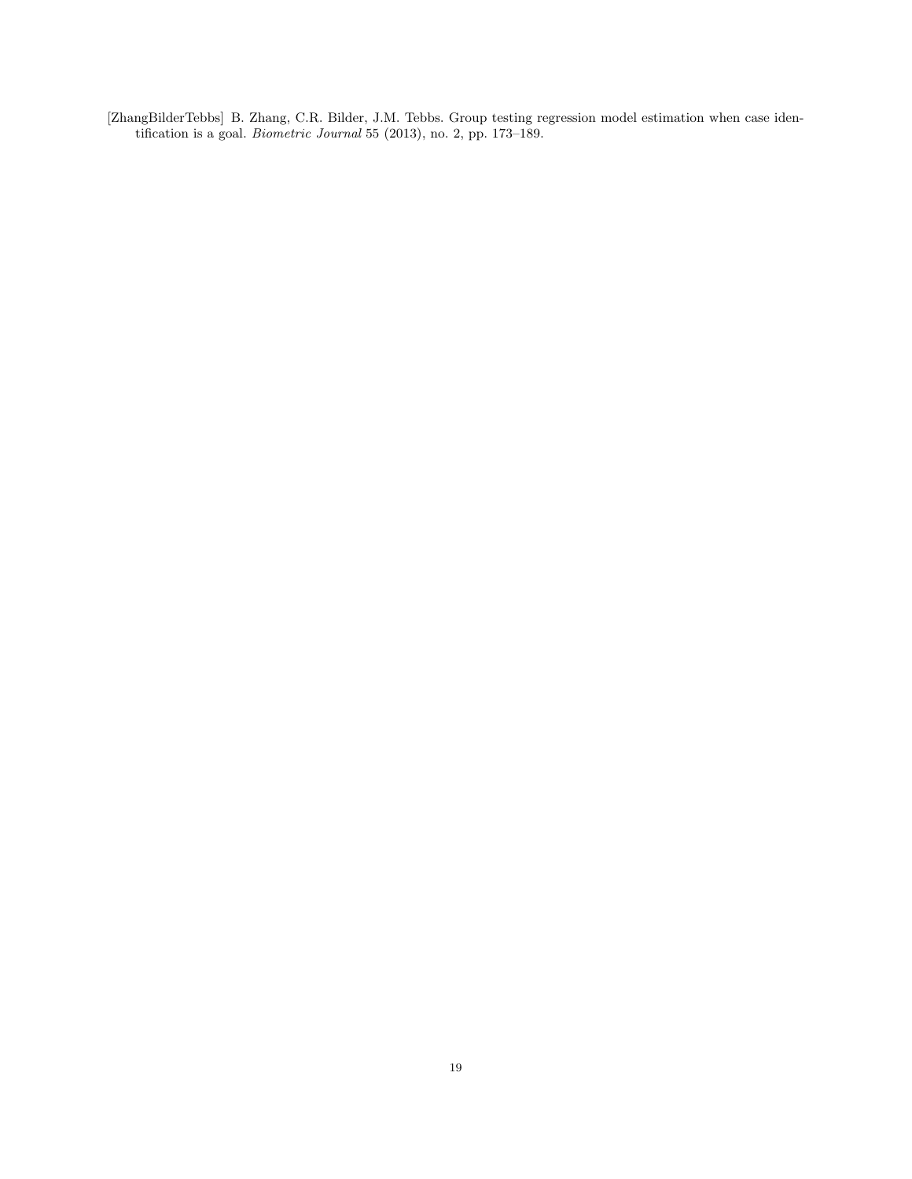[ZhangBilderTebbs] B. Zhang, C.R. Bilder, J.M. Tebbs. Group testing regression model estimation when case identification is a goal. *Biometric Journal* 55 (2013), no. 2, pp. 173–189.